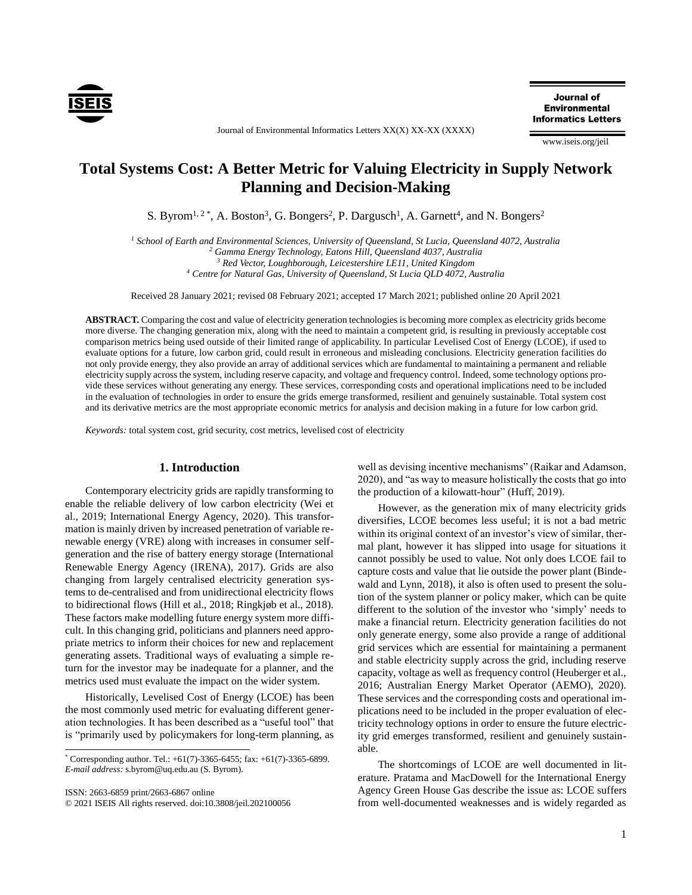# Total Systems Cost: A Better Metric for Valuing Electricity in Supply Network Planning and Decision-Making

S. Byrom[1, 2 *], A. Boston[3], G. Bongers[2], P. Dargusch[1], A. Garnett[4], and N. Bongers[2]

[1] *School of Earth and Environmental Sciences, University of Queensland, St Lucia, Queensland 4072, Australia*
[2] *Gamma Energy Technology, Eatons Hill, Queensland 4037, Australia*
[3] *Red Vector, Loughborough, Leicestershire LE11, United Kingdom*
[4] *Centre for Natural Gas, University of Queensland, St Lucia QLD 4072, Australia*

Received 28 January 2021; revised 08 February 2021; accepted 17 March 2021; published online 20 April 2021

**ABSTRACT.** Comparing the cost and value of electricity generation technologies is becoming more complex as electricity grids become more diverse. The changing generation mix, along with the need to maintain a competent grid, is resulting in previously acceptable cost comparison metrics being used outside of their limited range of applicability. In particular Levelised Cost of Energy (LCOE), if used to evaluate options for a future, low carbon grid, could result in erroneous and misleading conclusions. Electricity generation facilities do not only provide energy, they also provide an array of additional services which are fundamental to maintaining a permanent and reliable electricity supply across the system, including reserve capacity, and voltage and frequency control. Indeed, some technology options provide these services without generating any energy. These services, corresponding costs and operational implications need to be included in the evaluation of technologies in order to ensure the grids emerge transformed, resilient and genuinely sustainable. Total system cost and its derivative metrics are the most appropriate economic metrics for analysis and decision making in a future for low carbon grid.

*Keywords:* total system cost, grid security, cost metrics, levelised cost of electricity

## 1. Introduction

Contemporary electricity grids are rapidly transforming to enable the reliable delivery of low carbon electricity (Wei et al., 2019; International Energy Agency, 2020). This transformation is mainly driven by increased penetration of variable renewable energy (VRE) along with increases in consumer self-generation and the rise of battery energy storage (International Renewable Energy Agency (IRENA), 2017). Grids are also changing from largely centralised electricity generation systems to de-centralised and from unidirectional electricity flows to bidirectional flows (Hill et al., 2018; Ringkjøb et al., 2018). These factors make modelling future energy system more difficult. In this changing grid, politicians and planners need appropriate metrics to inform their choices for new and replacement generating assets. Traditional ways of evaluating a simple return for the investor may be inadequate for a planner, and the metrics used must evaluate the impact on the wider system.

Historically, Levelised Cost of Energy (LCOE) has been the most commonly used metric for evaluating different generation technologies. It has been described as a "useful tool" that is "primarily used by policymakers for long-term planning, as well as devising incentive mechanisms" (Raikar and Adamson, 2020), and "as way to measure holistically the costs that go into the production of a kilowatt-hour" (Huff, 2019).

However, as the generation mix of many electricity grids diversifies, LCOE becomes less useful; it is not a bad metric within its original context of an investor's view of similar, thermal plant, however it has slipped into usage for situations it cannot possibly be used to value. Not only does LCOE fail to capture costs and value that lie outside the power plant (Bindewald and Lynn, 2018), it also is often used to present the solution of the system planner or policy maker, which can be quite different to the solution of the investor who 'simply' needs to make a financial return. Electricity generation facilities do not only generate energy, some also provide a range of additional grid services which are essential for maintaining a permanent and stable electricity supply across the grid, including reserve capacity, voltage as well as frequency control (Heuberger et al., 2016; Australian Energy Market Operator (AEMO), 2020). These services and the corresponding costs and operational implications need to be included in the proper evaluation of electricity technology options in order to ensure the future electricity grid emerges transformed, resilient and genuinely sustainable.

The shortcomings of LCOE are well documented in literature. Pratama and MacDowell for the International Energy Agency Green House Gas describe the issue as: LCOE suffers from well-documented weaknesses and is widely regarded as

---

\* Corresponding author. Tel.: +61(7)-3365-6455; fax: +61(7)-3365-6899. *E-mail address:* s.byrom@uq.edu.au (S. Byrom).

ISSN: 2663-6859 print/2663-6867 online
© 2021 ISEIS All rights reserved. doi:10.3808/jeil.202100056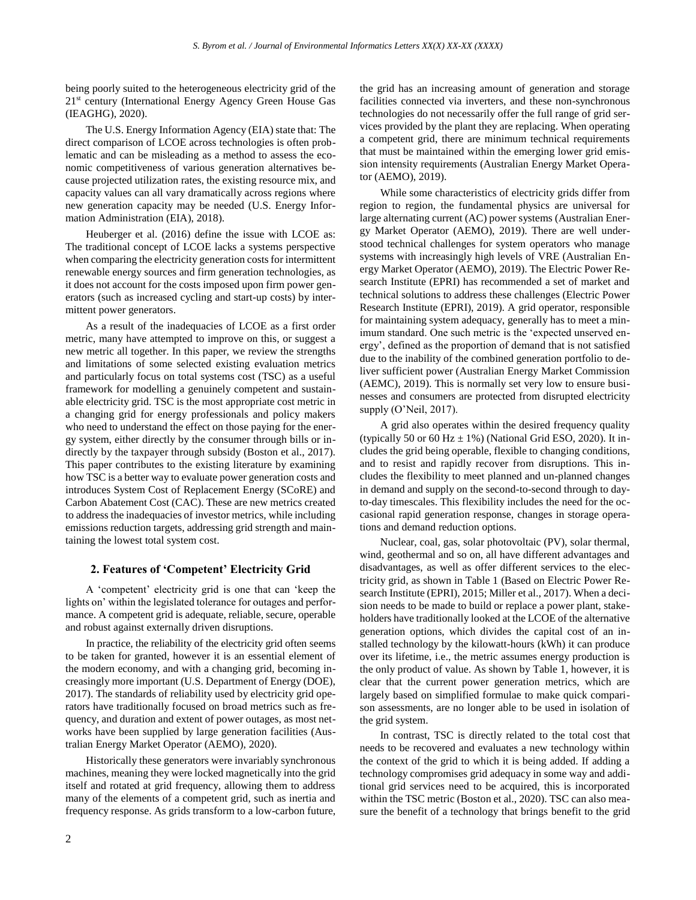being poorly suited to the heterogeneous electricity grid of the 21st century (International Energy Agency Green House Gas (IEAGHG), 2020).

The U.S. Energy Information Agency (EIA) state that: The direct comparison of LCOE across technologies is often problematic and can be misleading as a method to assess the economic competitiveness of various generation alternatives because projected utilization rates, the existing resource mix, and capacity values can all vary dramatically across regions where new generation capacity may be needed (U.S. Energy Information Administration (EIA), 2018).

Heuberger et al. (2016) define the issue with LCOE as: The traditional concept of LCOE lacks a systems perspective when comparing the electricity generation costs for intermittent renewable energy sources and firm generation technologies, as it does not account for the costs imposed upon firm power generators (such as increased cycling and start-up costs) by intermittent power generators.

As a result of the inadequacies of LCOE as a first order metric, many have attempted to improve on this, or suggest a new metric all together. In this paper, we review the strengths and limitations of some selected existing evaluation metrics and particularly focus on total systems cost (TSC) as a useful framework for modelling a genuinely competent and sustainable electricity grid. TSC is the most appropriate cost metric in a changing grid for energy professionals and policy makers who need to understand the effect on those paying for the energy system, either directly by the consumer through bills or indirectly by the taxpayer through subsidy (Boston et al., 2017). This paper contributes to the existing literature by examining how TSC is a better way to evaluate power generation costs and introduces System Cost of Replacement Energy (SCoRE) and Carbon Abatement Cost (CAC). These are new metrics created to address the inadequacies of investor metrics, while including emissions reduction targets, addressing grid strength and maintaining the lowest total system cost.

## 2. Features of 'Competent' Electricity Grid

A 'competent' electricity grid is one that can 'keep the lights on' within the legislated tolerance for outages and performance. A competent grid is adequate, reliable, secure, operable and robust against externally driven disruptions.

In practice, the reliability of the electricity grid often seems to be taken for granted, however it is an essential element of the modern economy, and with a changing grid, becoming increasingly more important (U.S. Department of Energy (DOE), 2017). The standards of reliability used by electricity grid operators have traditionally focused on broad metrics such as frequency, and duration and extent of power outages, as most networks have been supplied by large generation facilities (Australian Energy Market Operator (AEMO), 2020).

Historically these generators were invariably synchronous machines, meaning they were locked magnetically into the grid itself and rotated at grid frequency, allowing them to address many of the elements of a competent grid, such as inertia and frequency response. As grids transform to a low-carbon future, the grid has an increasing amount of generation and storage facilities connected via inverters, and these non-synchronous technologies do not necessarily offer the full range of grid services provided by the plant they are replacing. When operating a competent grid, there are minimum technical requirements that must be maintained within the emerging lower grid emission intensity requirements (Australian Energy Market Operator (AEMO), 2019).

While some characteristics of electricity grids differ from region to region, the fundamental physics are universal for large alternating current (AC) power systems (Australian Energy Market Operator (AEMO), 2019). There are well understood technical challenges for system operators who manage systems with increasingly high levels of VRE (Australian Energy Market Operator (AEMO), 2019). The Electric Power Research Institute (EPRI) has recommended a set of market and technical solutions to address these challenges (Electric Power Research Institute (EPRI), 2019). A grid operator, responsible for maintaining system adequacy, generally has to meet a minimum standard. One such metric is the 'expected unserved energy', defined as the proportion of demand that is not satisfied due to the inability of the combined generation portfolio to deliver sufficient power (Australian Energy Market Commission (AEMC), 2019). This is normally set very low to ensure businesses and consumers are protected from disrupted electricity supply (O'Neil, 2017).

A grid also operates within the desired frequency quality (typically 50 or 60 Hz $\pm$ 1%) (National Grid ESO, 2020). It includes the grid being operable, flexible to changing conditions, and to resist and rapidly recover from disruptions. This includes the flexibility to meet planned and un-planned changes in demand and supply on the second-to-second through to day-to-day timescales. This flexibility includes the need for the occasional rapid generation response, changes in storage operations and demand reduction options.

Nuclear, coal, gas, solar photovoltaic (PV), solar thermal, wind, geothermal and so on, all have different advantages and disadvantages, as well as offer different services to the electricity grid, as shown in Table 1 (Based on Electric Power Research Institute (EPRI), 2015; Miller et al., 2017). When a decision needs to be made to build or replace a power plant, stakeholders have traditionally looked at the LCOE of the alternative generation options, which divides the capital cost of an installed technology by the kilowatt-hours (kWh) it can produce over its lifetime, i.e., the metric assumes energy production is the only product of value. As shown by Table 1, however, it is clear that the current power generation metrics, which are largely based on simplified formulae to make quick comparison assessments, are no longer able to be used in isolation of the grid system.

In contrast, TSC is directly related to the total cost that needs to be recovered and evaluates a new technology within the context of the grid to which it is being added. If adding a technology compromises grid adequacy in some way and additional grid services need to be acquired, this is incorporated within the TSC metric (Boston et al., 2020). TSC can also measure the benefit of a technology that brings benefit to the grid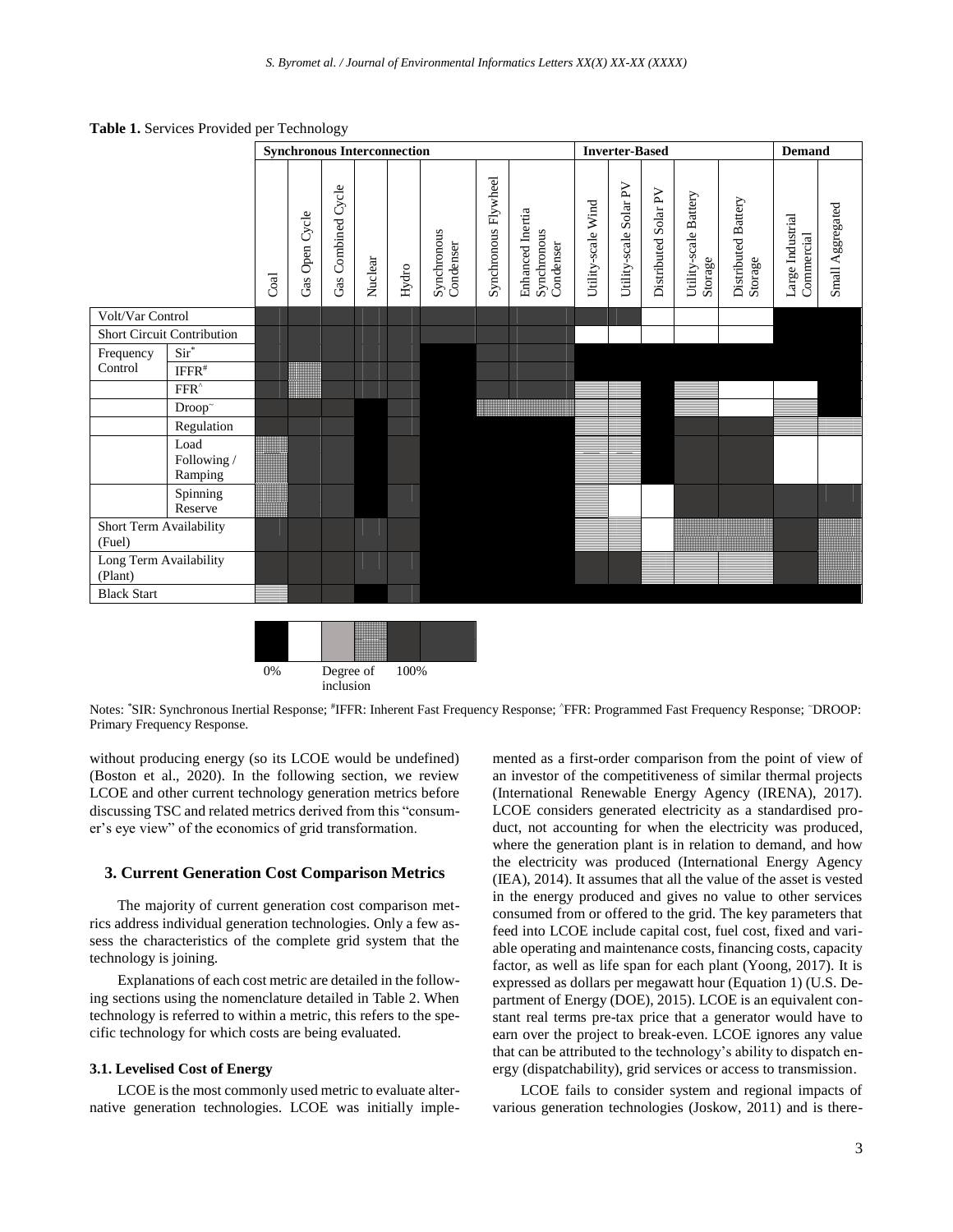**Table 1.** Services Provided per Technology

| | | Synchronous Interconnection | | | | | | | | Inverter-Based | | | | | Demand | |
|---|---|---|---|---|---|---|---|---|---|---|---|---|---|---|---|---|
| | | Coal | Gas Open Cycle | Gas Combined Cycle | Nuclear | Hydro | Synchronous Condenser | Synchronous Flywheel | Enhanced Inertia Synchronous Condenser | Utility-scale Wind | Utility-scale Solar PV | Distributed Solar PV | Utility-scale Battery Storage | Distributed Battery Storage | Large Industrial Commercial | Small Aggregated |
| Volt/Var Control | | | | | | | | | | | | | | | | |
| Short Circuit Contribution | | | | | | | | | | | | | | | | |
| Frequency Control | Sir* | | | | | | | | | | | | | | | |
| | IFFR# | | | | | | | | | | | | | | | |
| | FFR^ | | | | | | | | | | | | | | | |
| | Droop˜ | | | | | | | | | | | | | | | |
| | Regulation | | | | | | | | | | | | | | | |
| | Load Following / Ramping | | | | | | | | | | | | | | | |
| | Spinning Reserve | | | | | | | | | | | | | | | |
| Short Term Availability (Fuel) | | | | | | | | | | | | | | | | |
| Long Term Availability (Plant) | | | | | | | | | | | | | | | | |
| Black Start | | | | | | | | | | | | | | | | |

Legend: 0% — Degree of inclusion — 100%

Notes: *SIR: Synchronous Inertial Response; #IFFR: Inherent Fast Frequency Response; ^FFR: Programmed Fast Frequency Response; ˜DROOP: Primary Frequency Response.

without producing energy (so its LCOE would be undefined) (Boston et al., 2020). In the following section, we review LCOE and other current technology generation metrics before discussing TSC and related metrics derived from this "consumer's eye view" of the economics of grid transformation.

## 3. Current Generation Cost Comparison Metrics

The majority of current generation cost comparison metrics address individual generation technologies. Only a few assess the characteristics of the complete grid system that the technology is joining.

Explanations of each cost metric are detailed in the following sections using the nomenclature detailed in Table 2. When technology is referred to within a metric, this refers to the specific technology for which costs are being evaluated.

### 3.1. Levelised Cost of Energy

LCOE is the most commonly used metric to evaluate alternative generation technologies. LCOE was initially implemented as a first-order comparison from the point of view of an investor of the competitiveness of similar thermal projects (International Renewable Energy Agency (IRENA), 2017). LCOE considers generated electricity as a standardised product, not accounting for when the electricity was produced, where the generation plant is in relation to demand, and how the electricity was produced (International Energy Agency (IEA), 2014). It assumes that all the value of the asset is vested in the energy produced and gives no value to other services consumed from or offered to the grid. The key parameters that feed into LCOE include capital cost, fuel cost, fixed and variable operating and maintenance costs, financing costs, capacity factor, as well as life span for each plant (Yoong, 2017). It is expressed as dollars per megawatt hour (Equation 1) (U.S. Department of Energy (DOE), 2015). LCOE is an equivalent constant real terms pre-tax price that a generator would have to earn over the project to break-even. LCOE ignores any value that can be attributed to the technology's ability to dispatch energy (dispatchability), grid services or access to transmission.

LCOE fails to consider system and regional impacts of various generation technologies (Joskow, 2011) and is there-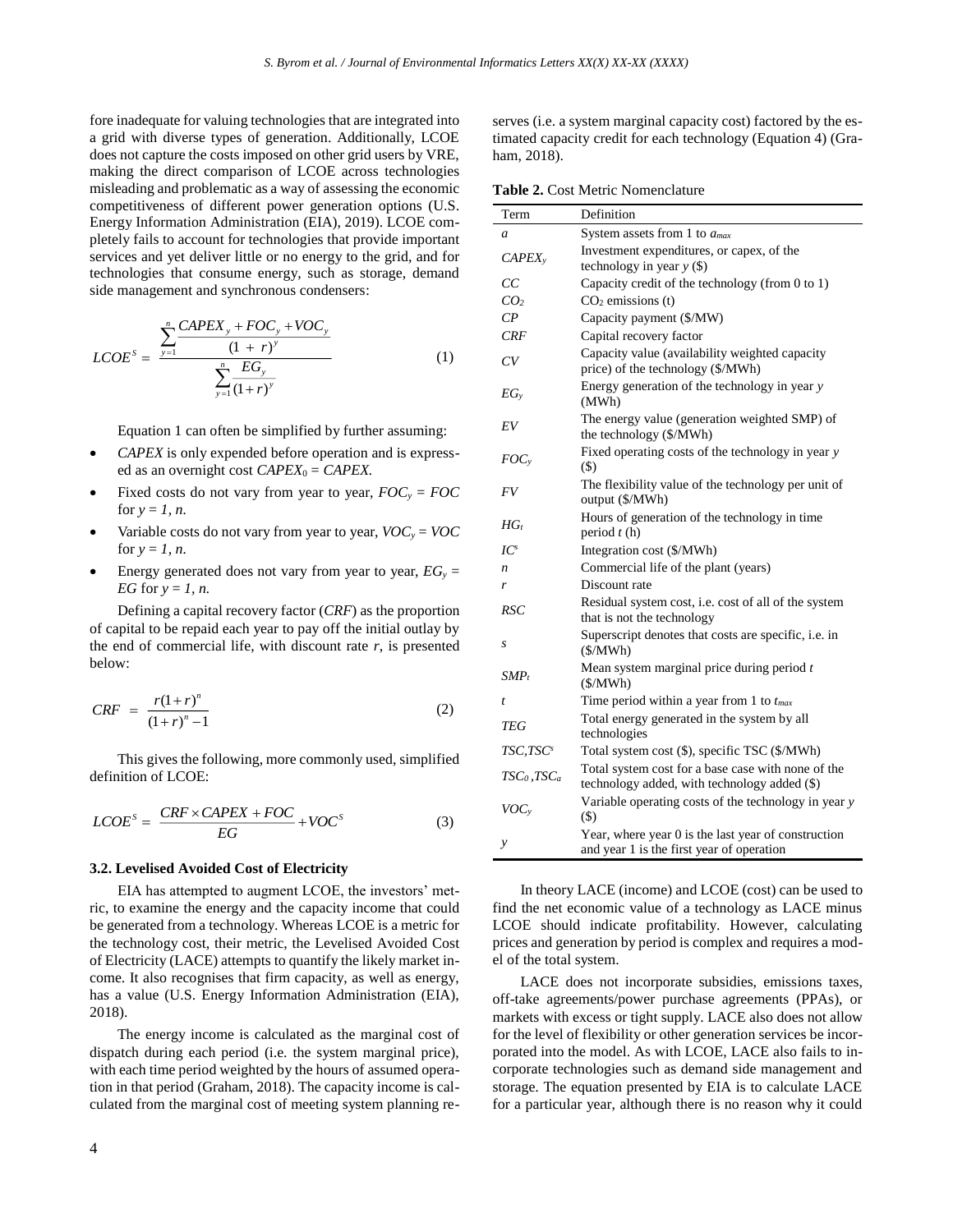fore inadequate for valuing technologies that are integrated into a grid with diverse types of generation. Additionally, LCOE does not capture the costs imposed on other grid users by VRE, making the direct comparison of LCOE across technologies misleading and problematic as a way of assessing the economic competitiveness of different power generation options (U.S. Energy Information Administration (EIA), 2019). LCOE completely fails to account for technologies that provide important services and yet deliver little or no energy to the grid, and for technologies that consume energy, such as storage, demand side management and synchronous condensers:

$$LCOE^S = \frac{\sum_{y=1}^{n} \frac{CAPEX_y + FOC_y + VOC_y}{(1+r)^y}}{\sum_{y=1}^{n} \frac{EG_y}{(1+r)^y}} \tag{1}$$

Equation 1 can often be simplified by further assuming:

- *CAPEX* is only expended before operation and is expressed as an overnight cost $CAPEX_0 = CAPEX$.
- Fixed costs do not vary from year to year, $FOC_y = FOC$ for $y = 1, n$.
- Variable costs do not vary from year to year, $VOC_y = VOC$ for $y = 1, n$.
- Energy generated does not vary from year to year, $EG_y = EG$ for $y = 1, n$.

Defining a capital recovery factor (*CRF*) as the proportion of capital to be repaid each year to pay off the initial outlay by the end of commercial life, with discount rate *r*, is presented below:

$$CRF = \frac{r(1+r)^n}{(1+r)^n - 1} \tag{2}$$

This gives the following, more commonly used, simplified definition of LCOE:

$$LCOE^S = \frac{CRF \times CAPEX + FOC}{EG} + VOC^S \tag{3}$$

### 3.2. Levelised Avoided Cost of Electricity

EIA has attempted to augment LCOE, the investors' metric, to examine the energy and the capacity income that could be generated from a technology. Whereas LCOE is a metric for the technology cost, their metric, the Levelised Avoided Cost of Electricity (LACE) attempts to quantify the likely market income. It also recognises that firm capacity, as well as energy, has a value (U.S. Energy Information Administration (EIA), 2018).

The energy income is calculated as the marginal cost of dispatch during each period (i.e. the system marginal price), with each time period weighted by the hours of assumed operation in that period (Graham, 2018). The capacity income is calculated from the marginal cost of meeting system planning reserves (i.e. a system marginal capacity cost) factored by the estimated capacity credit for each technology (Equation 4) (Graham, 2018).

**Table 2.** Cost Metric Nomenclature

| Term | Definition |
|---|---|
| $a$ | System assets from 1 to $a_{max}$ |
| $CAPEX_y$ | Investment expenditures, or capex, of the technology in year $y$ ($) |
| $CC$ | Capacity credit of the technology (from 0 to 1) |
| $CO_2$ | $CO_2$ emissions (t) |
| $CP$ | Capacity payment ($/MW) |
| $CRF$ | Capital recovery factor |
| $CV$ | Capacity value (availability weighted capacity price) of the technology ($/MWh) |
| $EG_y$ | Energy generation of the technology in year $y$ (MWh) |
| $EV$ | The energy value (generation weighted SMP) of the technology ($/MWh) |
| $FOC_y$ | Fixed operating costs of the technology in year $y$ ($) |
| $FV$ | The flexibility value of the technology per unit of output ($/MWh) |
| $HG_t$ | Hours of generation of the technology in time period $t$ (h) |
| $IC^s$ | Integration cost ($/MWh) |
| $n$ | Commercial life of the plant (years) |
| $r$ | Discount rate |
| $RSC$ | Residual system cost, i.e. cost of all of the system that is not the technology |
| $s$ | Superscript denotes that costs are specific, i.e. in ($/MWh) |
| $SMP_t$ | Mean system marginal price during period $t$ ($/MWh) |
| $t$ | Time period within a year from 1 to $t_{max}$ |
| $TEG$ | Total energy generated in the system by all technologies |
| $TSC, TSC^s$ | Total system cost ($), specific TSC ($/MWh) |
| $TSC_0, TSC_a$ | Total system cost for a base case with none of the technology added, with technology added ($) |
| $VOC_y$ | Variable operating costs of the technology in year $y$ ($) |
| $y$ | Year, where year 0 is the last year of construction and year 1 is the first year of operation |

In theory LACE (income) and LCOE (cost) can be used to find the net economic value of a technology as LACE minus LCOE should indicate profitability. However, calculating prices and generation by period is complex and requires a model of the total system.

LACE does not incorporate subsidies, emissions taxes, off-take agreements/power purchase agreements (PPAs), or markets with excess or tight supply. LACE also does not allow for the level of flexibility or other generation services be incorporated into the model. As with LCOE, LACE also fails to incorporate technologies such as demand side management and storage. The equation presented by EIA is to calculate LACE for a particular year, although there is no reason why it could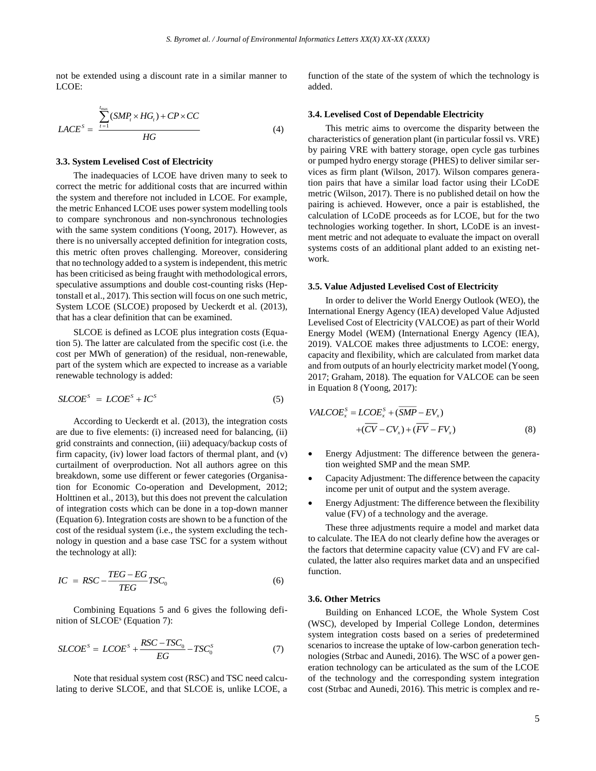not be extended using a discount rate in a similar manner to LCOE:

$$LACE^S = \frac{\sum_{t=1}^{t_{max}} (SMP_t \times HG_t) + CP \times CC}{HG} \tag{4}$$

### 3.3. System Levelised Cost of Electricity

The inadequacies of LCOE have driven many to seek to correct the metric for additional costs that are incurred within the system and therefore not included in LCOE. For example, the metric Enhanced LCOE uses power system modelling tools to compare synchronous and non-synchronous technologies with the same system conditions (Yoong, 2017). However, as there is no universally accepted definition for integration costs, this metric often proves challenging. Moreover, considering that no technology added to a system is independent, this metric has been criticised as being fraught with methodological errors, speculative assumptions and double cost-counting risks (Heptonstall et al., 2017). This section will focus on one such metric, System LCOE (SLCOE) proposed by Ueckerdt et al. (2013), that has a clear definition that can be examined.

SLCOE is defined as LCOE plus integration costs (Equation 5). The latter are calculated from the specific cost (i.e. the cost per MWh of generation) of the residual, non-renewable, part of the system which are expected to increase as a variable renewable technology is added:

$$SLCOE^S = LCOE^S + IC^S \tag{5}$$

According to Ueckerdt et al. (2013), the integration costs are due to five elements: (i) increased need for balancing, (ii) grid constraints and connection, (iii) adequacy/backup costs of firm capacity, (iv) lower load factors of thermal plant, and (v) curtailment of overproduction. Not all authors agree on this breakdown, some use different or fewer categories (Organisation for Economic Co-operation and Development, 2012; Holttinen et al., 2013), but this does not prevent the calculation of integration costs which can be done in a top-down manner (Equation 6). Integration costs are shown to be a function of the cost of the residual system (i.e., the system excluding the technology in question and a base case TSC for a system without the technology at all):

$$IC = RSC - \frac{TEG - EG}{TEG} TSC_0 \tag{6}$$

Combining Equations 5 and 6 gives the following definition of SLCOE[s] (Equation 7):

$$SLCOE^S = LCOE^S + \frac{RSC - TSC_0}{EG} - TSC_0^S \tag{7}$$

Note that residual system cost (RSC) and TSC need calculating to derive SLCOE, and that SLCOE is, unlike LCOE, a function of the state of the system of which the technology is added.

### 3.4. Levelised Cost of Dependable Electricity

This metric aims to overcome the disparity between the characteristics of generation plant (in particular fossil vs. VRE) by pairing VRE with battery storage, open cycle gas turbines or pumped hydro energy storage (PHES) to deliver similar services as firm plant (Wilson, 2017). Wilson compares generation pairs that have a similar load factor using their LCoDE metric (Wilson, 2017). There is no published detail on how the pairing is achieved. However, once a pair is established, the calculation of LCoDE proceeds as for LCOE, but for the two technologies working together. In short, LCoDE is an investment metric and not adequate to evaluate the impact on overall systems costs of an additional plant added to an existing network.

### 3.5. Value Adjusted Levelised Cost of Electricity

In order to deliver the World Energy Outlook (WEO), the International Energy Agency (IEA) developed Value Adjusted Levelised Cost of Electricity (VALCOE) as part of their World Energy Model (WEM) (International Energy Agency (IEA), 2019). VALCOE makes three adjustments to LCOE: energy, capacity and flexibility, which are calculated from market data and from outputs of an hourly electricity market model (Yoong, 2017; Graham, 2018). The equation for VALCOE can be seen in Equation 8 (Yoong, 2017):

$$VALCOE_x^S = LCOE_x^S + (\overline{SMP} - EV_x) + (\overline{CV} - CV_x) + (\overline{FV} - FV_x) \tag{8}$$

- Energy Adjustment: The difference between the generation weighted SMP and the mean SMP.
- Capacity Adjustment: The difference between the capacity income per unit of output and the system average.
- Energy Adjustment: The difference between the flexibility value (FV) of a technology and the average.

These three adjustments require a model and market data to calculate. The IEA do not clearly define how the averages or the factors that determine capacity value (CV) and FV are calculated, the latter also requires market data and an unspecified function.

### 3.6. Other Metrics

Building on Enhanced LCOE, the Whole System Cost (WSC), developed by Imperial College London, determines system integration costs based on a series of predetermined scenarios to increase the uptake of low-carbon generation technologies (Strbac and Aunedi, 2016). The WSC of a power generation technology can be articulated as the sum of the LCOE of the technology and the corresponding system integration cost (Strbac and Aunedi, 2016). This metric is complex and re-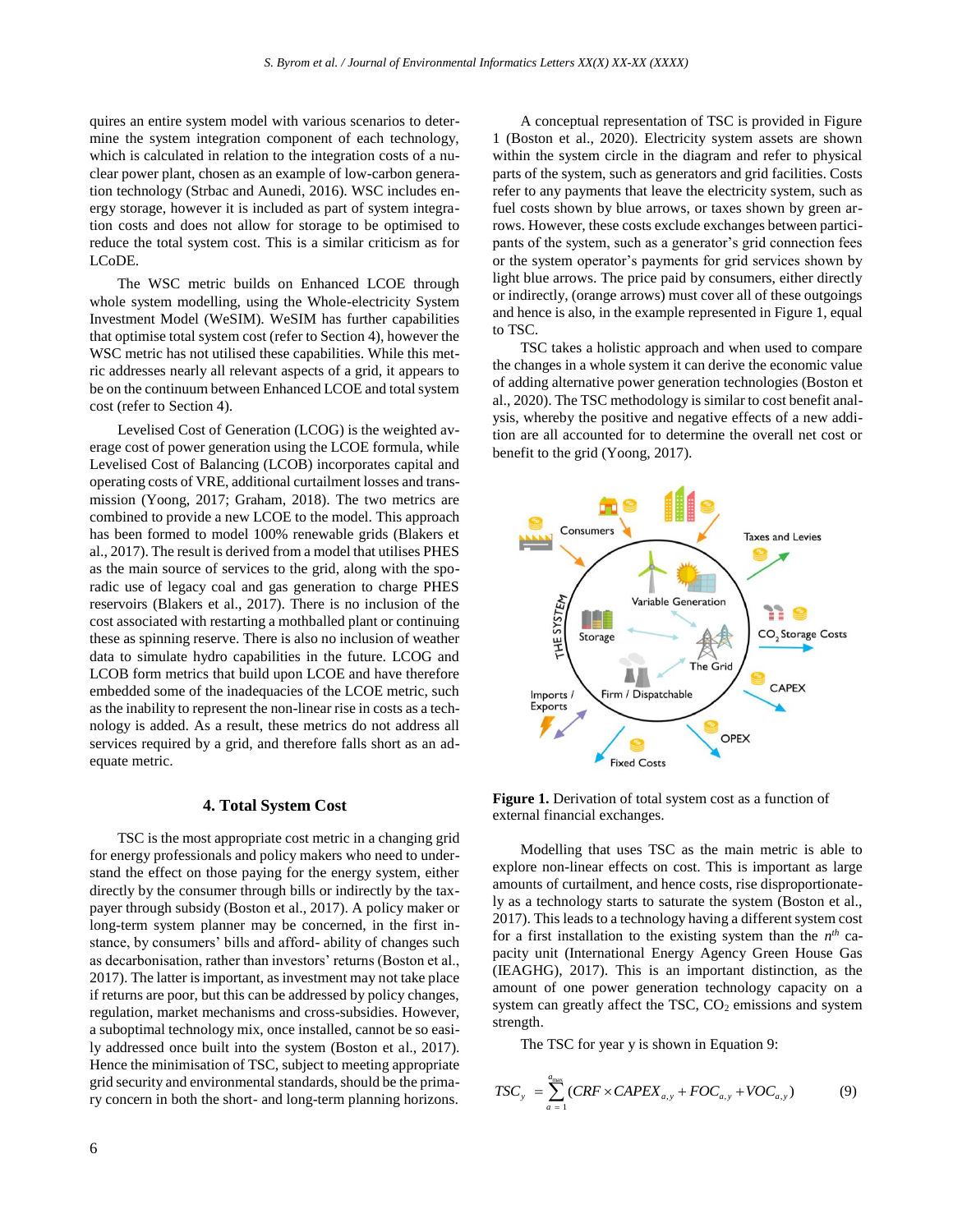quires an entire system model with various scenarios to determine the system integration component of each technology, which is calculated in relation to the integration costs of a nuclear power plant, chosen as an example of low-carbon generation technology (Strbac and Aunedi, 2016). WSC includes energy storage, however it is included as part of system integration costs and does not allow for storage to be optimised to reduce the total system cost. This is a similar criticism as for LCoDE.

The WSC metric builds on Enhanced LCOE through whole system modelling, using the Whole-electricity System Investment Model (WeSIM). WeSIM has further capabilities that optimise total system cost (refer to Section 4), however the WSC metric has not utilised these capabilities. While this metric addresses nearly all relevant aspects of a grid, it appears to be on the continuum between Enhanced LCOE and total system cost (refer to Section 4).

Levelised Cost of Generation (LCOG) is the weighted average cost of power generation using the LCOE formula, while Levelised Cost of Balancing (LCOB) incorporates capital and operating costs of VRE, additional curtailment losses and transmission (Yoong, 2017; Graham, 2018). The two metrics are combined to provide a new LCOE to the model. This approach has been formed to model 100% renewable grids (Blakers et al., 2017). The result is derived from a model that utilises PHES as the main source of services to the grid, along with the sporadic use of legacy coal and gas generation to charge PHES reservoirs (Blakers et al., 2017). There is no inclusion of the cost associated with restarting a mothballed plant or continuing these as spinning reserve. There is also no inclusion of weather data to simulate hydro capabilities in the future. LCOG and LCOB form metrics that build upon LCOE and have therefore embedded some of the inadequacies of the LCOE metric, such as the inability to represent the non-linear rise in costs as a technology is added. As a result, these metrics do not address all services required by a grid, and therefore falls short as an adequate metric.

## 4. Total System Cost

TSC is the most appropriate cost metric in a changing grid for energy professionals and policy makers who need to understand the effect on those paying for the energy system, either directly by the consumer through bills or indirectly by the taxpayer through subsidy (Boston et al., 2017). A policy maker or long-term system planner may be concerned, in the first instance, by consumers' bills and afford- ability of changes such as decarbonisation, rather than investors' returns (Boston et al., 2017). The latter is important, as investment may not take place if returns are poor, but this can be addressed by policy changes, regulation, market mechanisms and cross-subsidies. However, a suboptimal technology mix, once installed, cannot be so easily addressed once built into the system (Boston et al., 2017). Hence the minimisation of TSC, subject to meeting appropriate grid security and environmental standards, should be the primary concern in both the short- and long-term planning horizons.

A conceptual representation of TSC is provided in Figure 1 (Boston et al., 2020). Electricity system assets are shown within the system circle in the diagram and refer to physical parts of the system, such as generators and grid facilities. Costs refer to any payments that leave the electricity system, such as fuel costs shown by blue arrows, or taxes shown by green arrows. However, these costs exclude exchanges between participants of the system, such as a generator's grid connection fees or the system operator's payments for grid services shown by light blue arrows. The price paid by consumers, either directly or indirectly, (orange arrows) must cover all of these outgoings and hence is also, in the example represented in Figure 1, equal to TSC.

TSC takes a holistic approach and when used to compare the changes in a whole system it can derive the economic value of adding alternative power generation technologies (Boston et al., 2020). The TSC methodology is similar to cost benefit analysis, whereby the positive and negative effects of a new addition are all accounted for to determine the overall net cost or benefit to the grid (Yoong, 2017).

**Figure 1.** Derivation of total system cost as a function of external financial exchanges.

Modelling that uses TSC as the main metric is able to explore non-linear effects on cost. This is important as large amounts of curtailment, and hence costs, rise disproportionately as a technology starts to saturate the system (Boston et al., 2017). This leads to a technology having a different system cost for a first installation to the existing system than the $n^{th}$ capacity unit (International Energy Agency Green House Gas (IEAGHG), 2017). This is an important distinction, as the amount of one power generation technology capacity on a system can greatly affect the TSC, $CO_2$ emissions and system strength.

The TSC for year y is shown in Equation 9:

$$TSC_y = \sum_{a=1}^{a_{max}} (CRF \times CAPEX_{a,y} + FOC_{a,y} + VOC_{a,y}) \tag{9}$$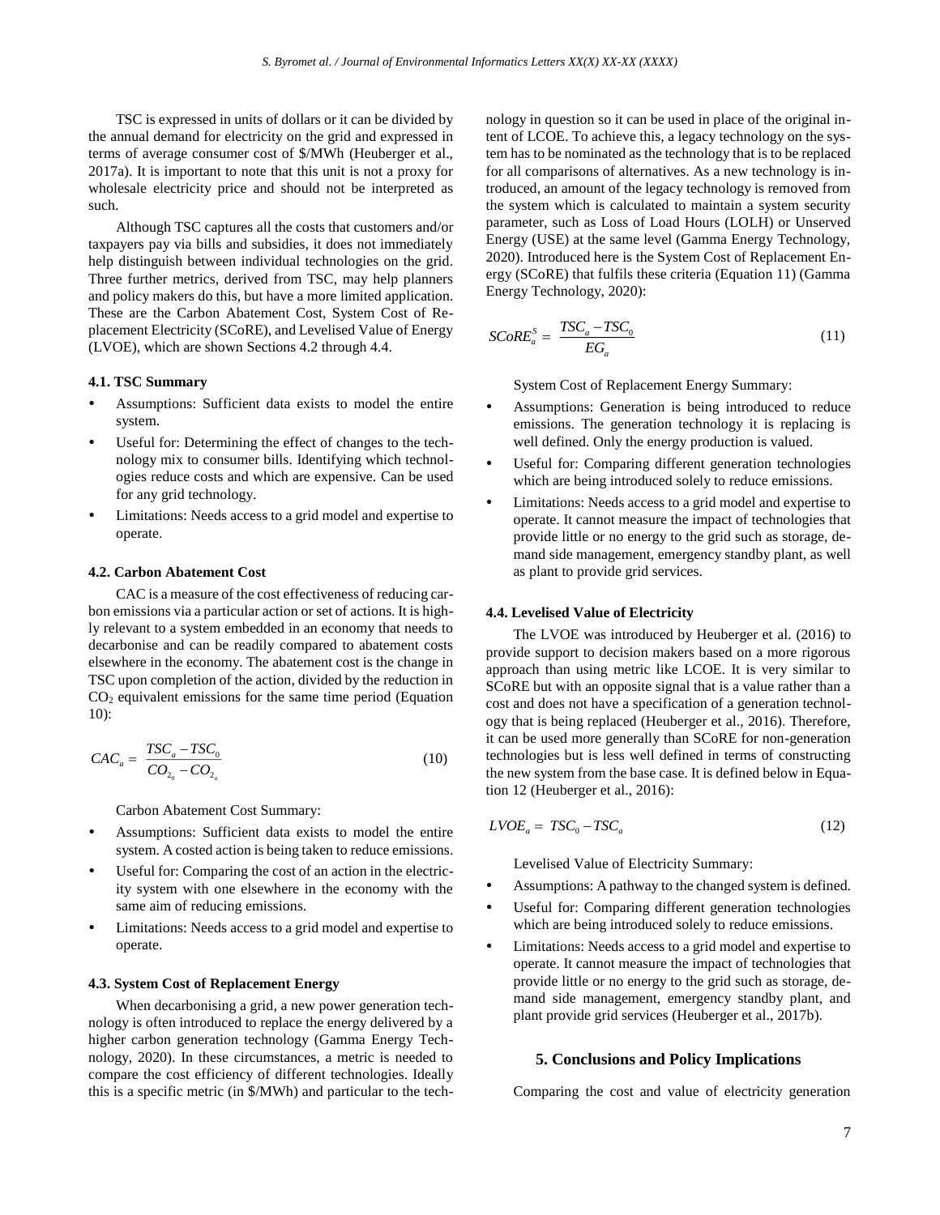TSC is expressed in units of dollars or it can be divided by the annual demand for electricity on the grid and expressed in terms of average consumer cost of \$/MWh (Heuberger et al., 2017a). It is important to note that this unit is not a proxy for wholesale electricity price and should not be interpreted as such.

Although TSC captures all the costs that customers and/or taxpayers pay via bills and subsidies, it does not immediately help distinguish between individual technologies on the grid. Three further metrics, derived from TSC, may help planners and policy makers do this, but have a more limited application. These are the Carbon Abatement Cost, System Cost of Replacement Electricity (SCoRE), and Levelised Value of Energy (LVOE), which are shown Sections 4.2 through 4.4.

### 4.1. TSC Summary

- Assumptions: Sufficient data exists to model the entire system.
- Useful for: Determining the effect of changes to the technology mix to consumer bills. Identifying which technologies reduce costs and which are expensive. Can be used for any grid technology.
- Limitations: Needs access to a grid model and expertise to operate.

### 4.2. Carbon Abatement Cost

CAC is a measure of the cost effectiveness of reducing carbon emissions via a particular action or set of actions. It is highly relevant to a system embedded in an economy that needs to decarbonise and can be readily compared to abatement costs elsewhere in the economy. The abatement cost is the change in TSC upon completion of the action, divided by the reduction in $CO_2$ equivalent emissions for the same time period (Equation 10):

$$CAC_a = \frac{TSC_a - TSC_0}{CO_{2_0} - CO_{2_a}} \tag{10}$$

Carbon Abatement Cost Summary:

- Assumptions: Sufficient data exists to model the entire system. A costed action is being taken to reduce emissions.
- Useful for: Comparing the cost of an action in the electricity system with one elsewhere in the economy with the same aim of reducing emissions.
- Limitations: Needs access to a grid model and expertise to operate.

### 4.3. System Cost of Replacement Energy

When decarbonising a grid, a new power generation technology is often introduced to replace the energy delivered by a higher carbon generation technology (Gamma Energy Technology, 2020). In these circumstances, a metric is needed to compare the cost efficiency of different technologies. Ideally this is a specific metric (in \$/MWh) and particular to the technology in question so it can be used in place of the original intent of LCOE. To achieve this, a legacy technology on the system has to be nominated as the technology that is to be replaced for all comparisons of alternatives. As a new technology is introduced, an amount of the legacy technology is removed from the system which is calculated to maintain a system security parameter, such as Loss of Load Hours (LOLH) or Unserved Energy (USE) at the same level (Gamma Energy Technology, 2020). Introduced here is the System Cost of Replacement Energy (SCoRE) that fulfils these criteria (Equation 11) (Gamma Energy Technology, 2020):

$$SCoRE_a^S = \frac{TSC_a - TSC_0}{EG_a} \tag{11}$$

System Cost of Replacement Energy Summary:

- Assumptions: Generation is being introduced to reduce emissions. The generation technology it is replacing is well defined. Only the energy production is valued.
- Useful for: Comparing different generation technologies which are being introduced solely to reduce emissions.
- Limitations: Needs access to a grid model and expertise to operate. It cannot measure the impact of technologies that provide little or no energy to the grid such as storage, demand side management, emergency standby plant, as well as plant to provide grid services.

### 4.4. Levelised Value of Electricity

The LVOE was introduced by Heuberger et al. (2016) to provide support to decision makers based on a more rigorous approach than using metric like LCOE. It is very similar to SCoRE but with an opposite signal that is a value rather than a cost and does not have a specification of a generation technology that is being replaced (Heuberger et al., 2016). Therefore, it can be used more generally than SCoRE for non-generation technologies but is less well defined in terms of constructing the new system from the base case. It is defined below in Equation 12 (Heuberger et al., 2016):

$$LVOE_a = TSC_0 - TSC_a \tag{12}$$

Levelised Value of Electricity Summary:

- Assumptions: A pathway to the changed system is defined.
- Useful for: Comparing different generation technologies which are being introduced solely to reduce emissions.
- Limitations: Needs access to a grid model and expertise to operate. It cannot measure the impact of technologies that provide little or no energy to the grid such as storage, demand side management, emergency standby plant, and plant provide grid services (Heuberger et al., 2017b).

## 5. Conclusions and Policy Implications

Comparing the cost and value of electricity generation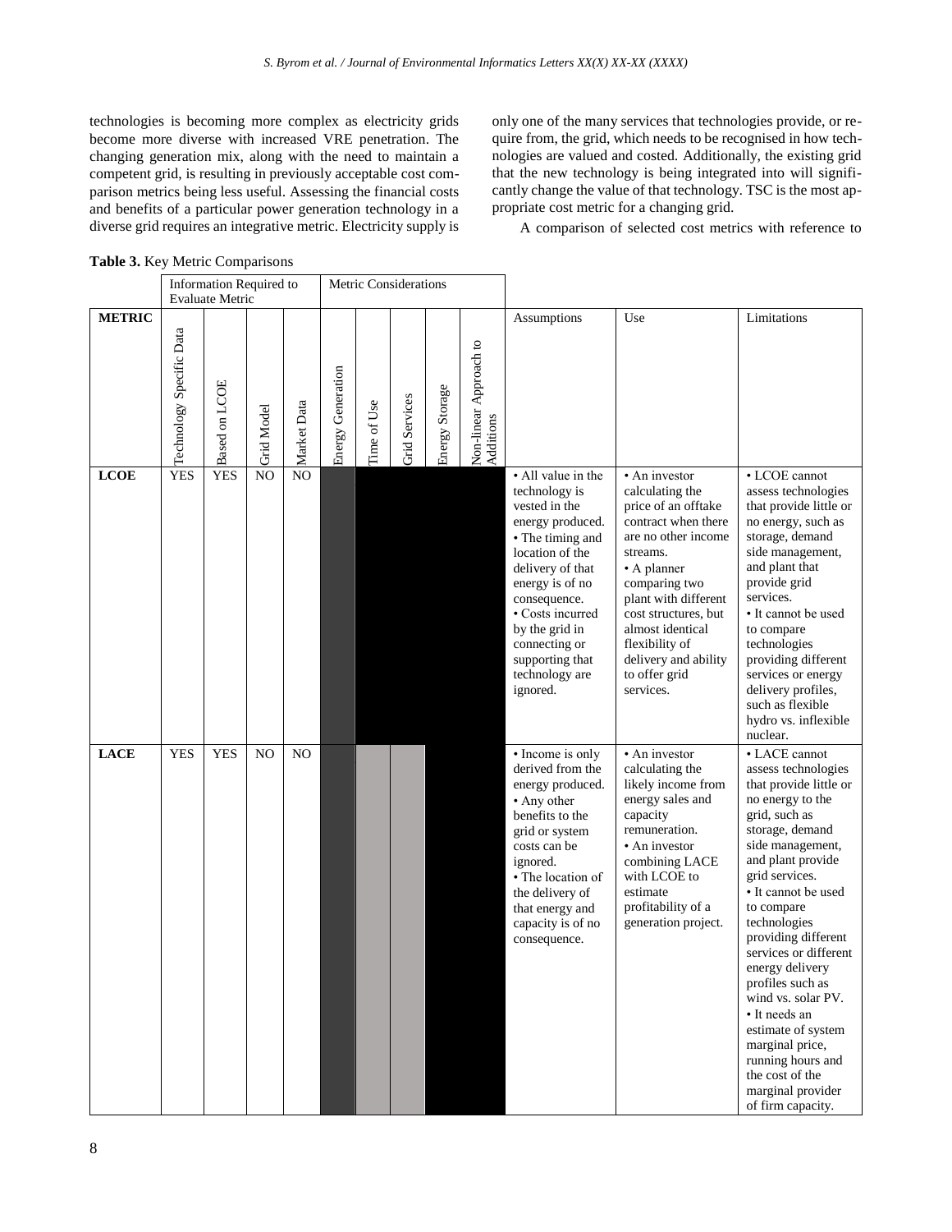technologies is becoming more complex as electricity grids become more diverse with increased VRE penetration. The changing generation mix, along with the need to maintain a competent grid, is resulting in previously acceptable cost comparison metrics being less useful. Assessing the financial costs and benefits of a particular power generation technology in a diverse grid requires an integrative metric. Electricity supply is only one of the many services that technologies provide, or require from, the grid, which needs to be recognised in how technologies are valued and costed. Additionally, the existing grid that the new technology is being integrated into will significantly change the value of that technology. TSC is the most appropriate cost metric for a changing grid.

A comparison of selected cost metrics with reference to

**Table 3.** Key Metric Comparisons

| | Information Required to Evaluate Metric | | | | Metric Considerations | | | | | | | |
|---|---|---|---|---|---|---|---|---|---|---|---|---|
| **METRIC** | Technology Specific Data | Based on LCOE | Grid Model | Market Data | Energy Generation | Time of Use | Grid Services | Energy Storage | Non-linear Approach to Additions | Assumptions | Use | Limitations |
| **LCOE** | YES | YES | NO | NO | | | | | | • All value in the technology is vested in the energy produced.<br>• The timing and location of the delivery of that energy is of no consequence.<br>• Costs incurred by the grid in connecting or supporting that technology are ignored. | • An investor calculating the price of an offtake contract when there are no other income streams.<br>• A planner comparing two plant with different cost structures, but almost identical flexibility of delivery and ability to offer grid services. | • LCOE cannot assess technologies that provide little or no energy, such as storage, demand side management, and plant that provide grid services.<br>• It cannot be used to compare technologies providing different services or energy delivery profiles, such as flexible hydro vs. inflexible nuclear. |
| **LACE** | YES | YES | NO | NO | | | | | | • Income is only derived from the energy produced.<br>• Any other benefits to the grid or system costs can be ignored.<br>• The location of the delivery of that energy and capacity is of no consequence. | • An investor calculating the likely income from energy sales and capacity remuneration.<br>• An investor combining LACE with LCOE to estimate profitability of a generation project. | • LACE cannot assess technologies that provide little or no energy to the grid, such as storage, demand side management, and plant provide grid services.<br>• It cannot be used to compare technologies providing different services or different energy delivery profiles such as wind vs. solar PV.<br>• It needs an estimate of system marginal price, running hours and the cost of the marginal provider of firm capacity. |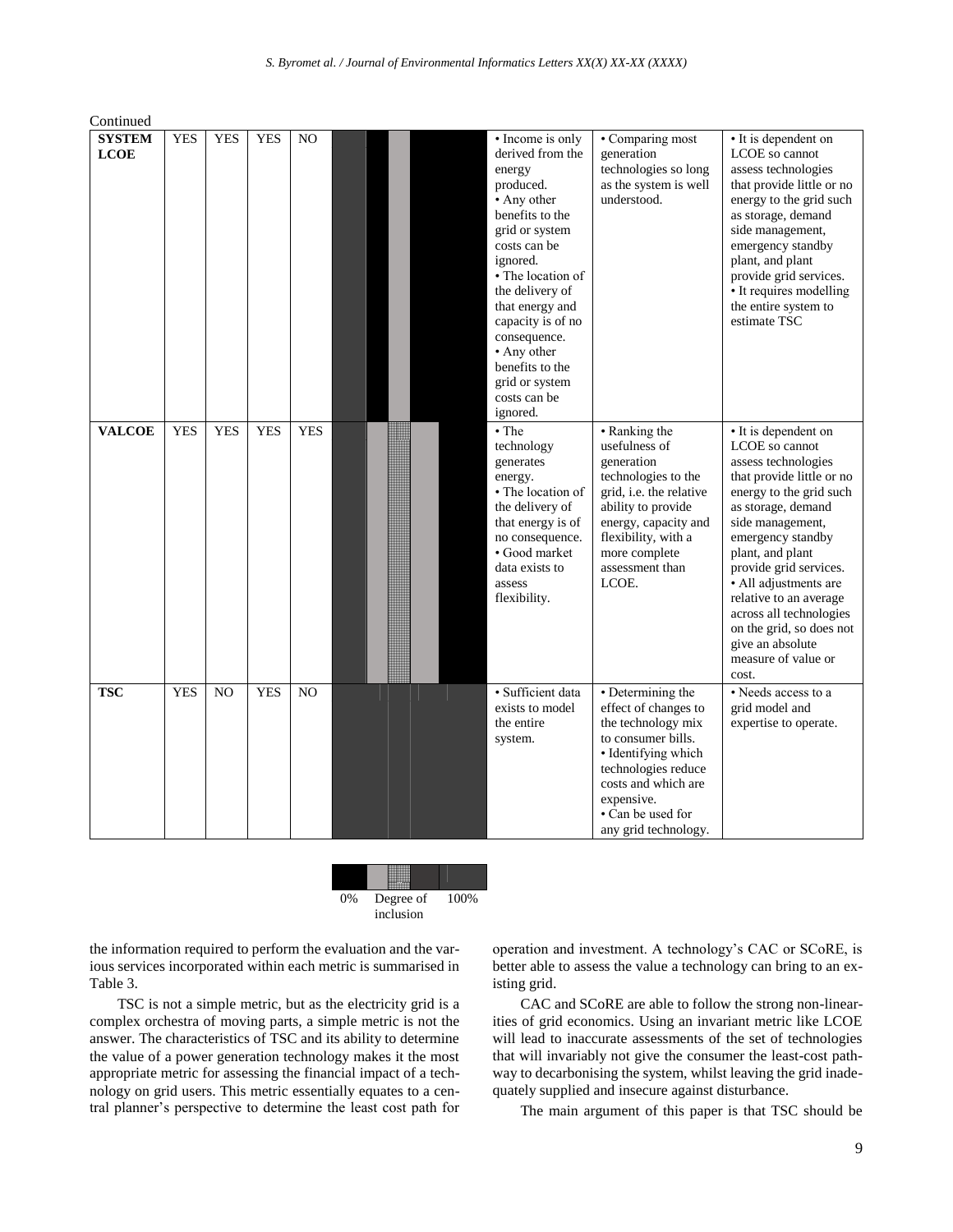Continued

| | | | | | | | | | | | | |
|---|---|---|---|---|---|---|---|---|---|---|---|---|
| **SYSTEM LCOE** | YES | YES | YES | NO | | | | | | • Income is only derived from the energy produced. • Any other benefits to the grid or system costs can be ignored. • The location of the delivery of that energy and capacity is of no consequence. • Any other benefits to the grid or system costs can be ignored. | • Comparing most generation technologies so long as the system is well understood. | • It is dependent on LCOE so cannot assess technologies that provide little or no energy to the grid such as storage, demand side management, emergency standby plant, and plant provide grid services. • It requires modelling the entire system to estimate TSC |
| **VALCOE** | YES | YES | YES | YES | | | | | | • The technology generates energy. • The location of the delivery of that energy is of no consequence. • Good market data exists to assess flexibility. | • Ranking the usefulness of generation technologies to the grid, i.e. the relative ability to provide energy, capacity and flexibility, with a more complete assessment than LCOE. | • It is dependent on LCOE so cannot assess technologies that provide little or no energy to the grid such as storage, demand side management, emergency standby plant, and plant provide grid services. • All adjustments are relative to an average across all technologies on the grid, so does not give an absolute measure of value or cost. |
| **TSC** | YES | NO | YES | NO | | | | | | • Sufficient data exists to model the entire system. | • Determining the effect of changes to the technology mix to consumer bills. • Identifying which technologies reduce costs and which are expensive. • Can be used for any grid technology. | • Needs access to a grid model and expertise to operate. |

0% Degree of inclusion 100%

the information required to perform the evaluation and the various services incorporated within each metric is summarised in Table 3.

TSC is not a simple metric, but as the electricity grid is a complex orchestra of moving parts, a simple metric is not the answer. The characteristics of TSC and its ability to determine the value of a power generation technology makes it the most appropriate metric for assessing the financial impact of a technology on grid users. This metric essentially equates to a central planner's perspective to determine the least cost path for operation and investment. A technology's CAC or SCoRE, is better able to assess the value a technology can bring to an existing grid.

CAC and SCoRE are able to follow the strong non-linearities of grid economics. Using an invariant metric like LCOE will lead to inaccurate assessments of the set of technologies that will invariably not give the consumer the least-cost pathway to decarbonising the system, whilst leaving the grid inadequately supplied and insecure against disturbance.

The main argument of this paper is that TSC should be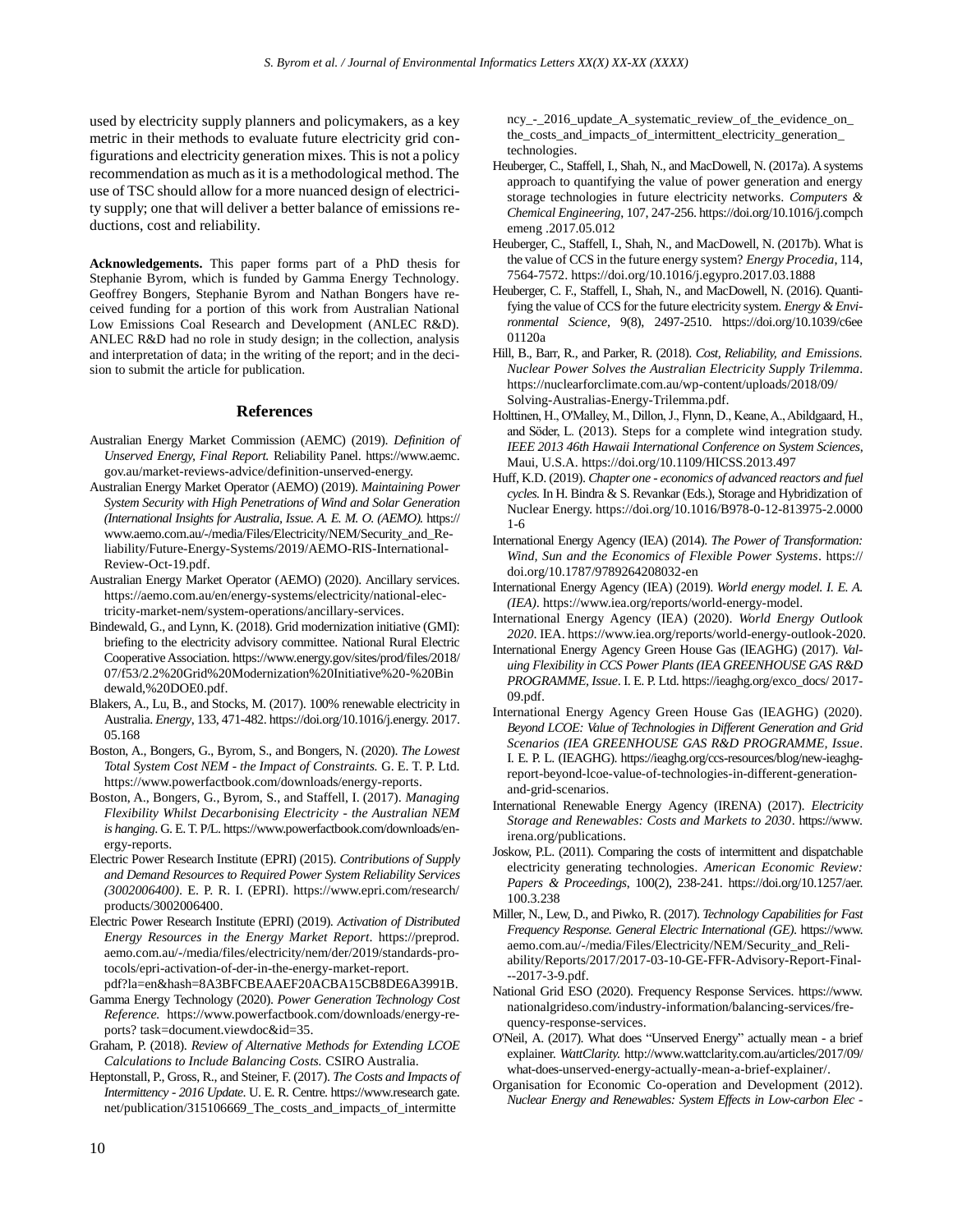used by electricity supply planners and policymakers, as a key metric in their methods to evaluate future electricity grid configurations and electricity generation mixes. This is not a policy recommendation as much as it is a methodological method. The use of TSC should allow for a more nuanced design of electricity supply; one that will deliver a better balance of emissions reductions, cost and reliability.

**Acknowledgements.** This paper forms part of a PhD thesis for Stephanie Byrom, which is funded by Gamma Energy Technology. Geoffrey Bongers, Stephanie Byrom and Nathan Bongers have received funding for a portion of this work from Australian National Low Emissions Coal Research and Development (ANLEC R&D). ANLEC R&D had no role in study design; in the collection, analysis and interpretation of data; in the writing of the report; and in the decision to submit the article for publication.

## References

Australian Energy Market Commission (AEMC) (2019). *Definition of Unserved Energy, Final Report.* Reliability Panel. https://www.aemc.gov.au/market-reviews-advice/definition-unserved-energy.

Australian Energy Market Operator (AEMO) (2019). *Maintaining Power System Security with High Penetrations of Wind and Solar Generation (International Insights for Australia, Issue. A. E. M. O. (AEMO).* https://www.aemo.com.au/-/media/Files/Electricity/NEM/Security_and_Reliability/Future-Energy-Systems/2019/AEMO-RIS-International-Review-Oct-19.pdf.

Australian Energy Market Operator (AEMO) (2020). Ancillary services. https://aemo.com.au/en/energy-systems/electricity/national-electricity-market-nem/system-operations/ancillary-services.

Bindewald, G., and Lynn, K. (2018). Grid modernization initiative (GMI): briefing to the electricity advisory committee. National Rural Electric Cooperative Association. https://www.energy.gov/sites/prod/files/2018/07/f53/2.2%20Grid%20Modernization%20Initiative%20-%20Bindewald,%20DOE0.pdf.

Blakers, A., Lu, B., and Stocks, M. (2017). 100% renewable electricity in Australia. *Energy*, 133, 471-482. https://doi.org/10.1016/j.energy.2017.05.168

Boston, A., Bongers, G., Byrom, S., and Bongers, N. (2020). *The Lowest Total System Cost NEM - the Impact of Constraints.* G. E. T. P. Ltd. https://www.powerfactbook.com/downloads/energy-reports.

Boston, A., Bongers, G., Byrom, S., and Staffell, I. (2017). *Managing Flexibility Whilst Decarbonising Electricity - the Australian NEM is hanging.* G. E. T. P/L. https://www.powerfactbook.com/downloads/energy-reports.

Electric Power Research Institute (EPRI) (2015). *Contributions of Supply and Demand Resources to Required Power System Reliability Services (3002006400)*. E. P. R. I. (EPRI). https://www.epri.com/research/products/3002006400.

Electric Power Research Institute (EPRI) (2019). *Activation of Distributed Energy Resources in the Energy Market Report*. https://preprod.aemo.com.au/-/media/files/electricity/nem/der/2019/standards-protocols/epri-activation-of-der-in-the-energy-market-report.pdf?la=en&hash=8A3BFCBEAAEF20ACBA15CB8DE6A3991B.

Gamma Energy Technology (2020). *Power Generation Technology Cost Reference.* https://www.powerfactbook.com/downloads/energy-reports? task=document.viewdoc&id=35.

Graham, P. (2018). *Review of Alternative Methods for Extending LCOE Calculations to Include Balancing Costs.* CSIRO Australia.

Heptonstall, P., Gross, R., and Steiner, F. (2017). *The Costs and Impacts of Intermittency - 2016 Update.* U. E. R. Centre. https://www.researchgate.net/publication/315106669_The_costs_and_impacts_of_intermittency_-_2016_update_A_systematic_review_of_the_evidence_on_the_costs_and_impacts_of_intermittent_electricity_generation_technologies.

Heuberger, C., Staffell, I., Shah, N., and MacDowell, N. (2017a). A systems approach to quantifying the value of power generation and energy storage technologies in future electricity networks. *Computers & Chemical Engineering*, 107, 247-256. https://doi.org/10.1016/j.compchemeng.2017.05.012

Heuberger, C., Staffell, I., Shah, N., and MacDowell, N. (2017b). What is the value of CCS in the future energy system? *Energy Procedia*, 114, 7564-7572. https://doi.org/10.1016/j.egypro.2017.03.1888

Heuberger, C. F., Staffell, I., Shah, N., and MacDowell, N. (2016). Quantifying the value of CCS for the future electricity system. *Energy & Environmental Science*, 9(8), 2497-2510. https://doi.org/10.1039/c6ee01120a

Hill, B., Barr, R., and Parker, R. (2018). *Cost, Reliability, and Emissions. Nuclear Power Solves the Australian Electricity Supply Trilemma*. https://nuclearforclimate.com.au/wp-content/uploads/2018/09/Solving-Australias-Energy-Trilemma.pdf.

Holttinen, H., O'Malley, M., Dillon, J., Flynn, D., Keane, A., Abildgaard, H., and Söder, L. (2013). Steps for a complete wind integration study. *IEEE 2013 46th Hawaii International Conference on System Sciences*, Maui, U.S.A. https://doi.org/10.1109/HICSS.2013.497

Huff, K.D. (2019). *Chapter one - economics of advanced reactors and fuel cycles.* In H. Bindra & S. Revankar (Eds.), Storage and Hybridization of Nuclear Energy. https://doi.org/10.1016/B978-0-12-813975-2.00001-6

International Energy Agency (IEA) (2014). *The Power of Transformation: Wind, Sun and the Economics of Flexible Power Systems*. https://doi.org/10.1787/9789264208032-en

International Energy Agency (IEA) (2019). *World energy model. I. E. A. (IEA)*. https://www.iea.org/reports/world-energy-model.

International Energy Agency (IEA) (2020). *World Energy Outlook 2020*. IEA. https://www.iea.org/reports/world-energy-outlook-2020.

International Energy Agency Green House Gas (IEAGHG) (2017). *Valuing Flexibility in CCS Power Plants (IEA GREENHOUSE GAS R&D PROGRAMME, Issue*. I. E. P. Ltd. https://ieaghg.org/exco_docs/ 2017-09.pdf.

International Energy Agency Green House Gas (IEAGHG) (2020). *Beyond LCOE: Value of Technologies in Different Generation and Grid Scenarios (IEA GREENHOUSE GAS R&D PROGRAMME, Issue*. I. E. P. L. (IEAGHG). https://ieaghg.org/ccs-resources/blog/new-ieaghg-report-beyond-lcoe-value-of-technologies-in-different-generation-and-grid-scenarios.

International Renewable Energy Agency (IRENA) (2017). *Electricity Storage and Renewables: Costs and Markets to 2030*. https://www.irena.org/publications.

Joskow, P.L. (2011). Comparing the costs of intermittent and dispatchable electricity generating technologies. *American Economic Review: Papers & Proceedings*, 100(2), 238-241. https://doi.org/10.1257/aer.100.3.238

Miller, N., Lew, D., and Piwko, R. (2017). *Technology Capabilities for Fast Frequency Response. General Electric International (GE).* https://www.aemo.com.au/-/media/Files/Electricity/NEM/Security_and_Reliability/Reports/2017/2017-03-10-GE-FFR-Advisory-Report-Final---2017-3-9.pdf.

National Grid ESO (2020). Frequency Response Services. https://www.nationalgrideso.com/industry-information/balancing-services/frequency-response-services.

O'Neil, A. (2017). What does "Unserved Energy" actually mean - a brief explainer. *WattClarity.* http://www.wattclarity.com.au/articles/2017/09/what-does-unserved-energy-actually-mean-a-brief-explainer/.

Organisation for Economic Co-operation and Development (2012). *Nuclear Energy and Renewables: System Effects in Low-carbon Elec -*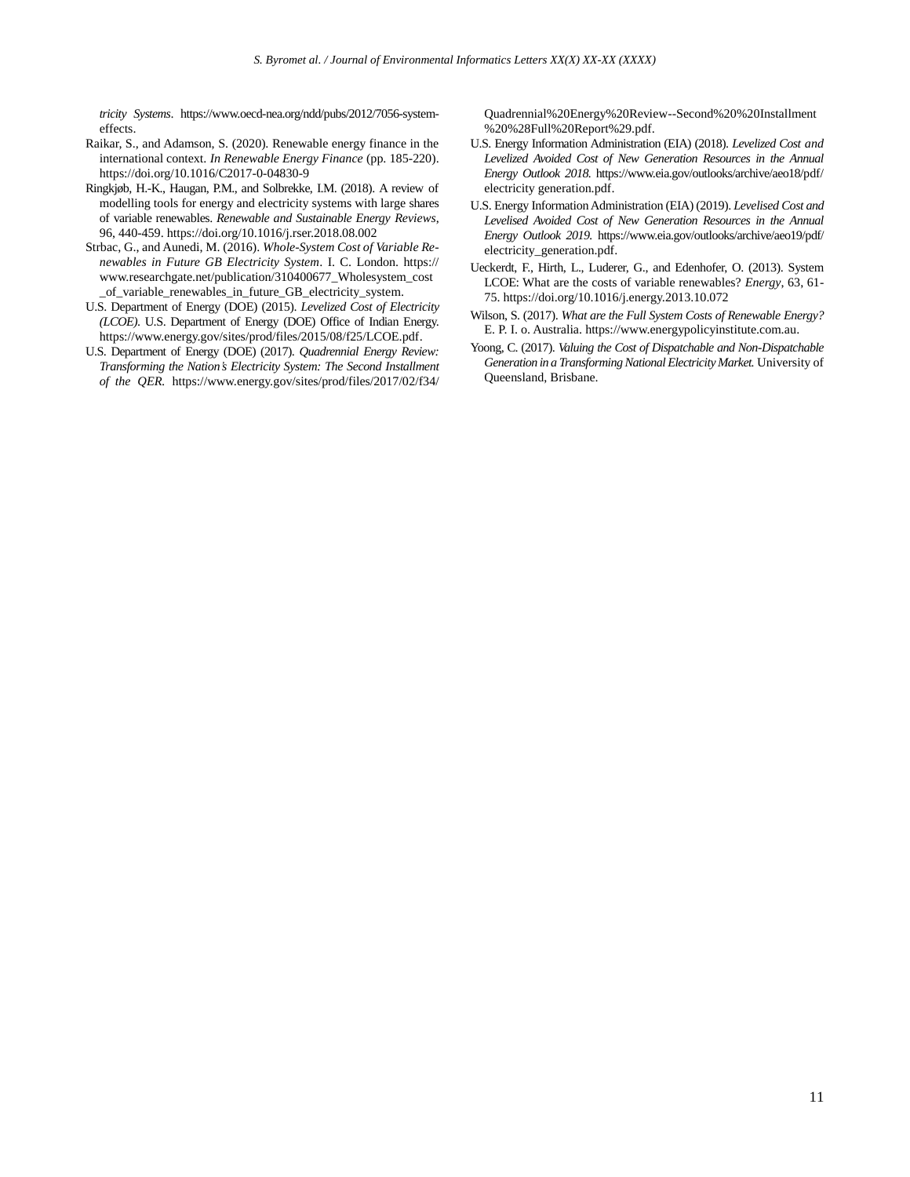*tricity Systems*. https://www.oecd-nea.org/ndd/pubs/2012/7056-system-effects.

Raikar, S., and Adamson, S. (2020). Renewable energy finance in the international context. *In Renewable Energy Finance* (pp. 185-220). https://doi.org/10.1016/C2017-0-04830-9

Ringkjøb, H.-K., Haugan, P.M., and Solbrekke, I.M. (2018). A review of modelling tools for energy and electricity systems with large shares of variable renewables. *Renewable and Sustainable Energy Reviews*, 96, 440-459. https://doi.org/10.1016/j.rser.2018.08.002

Strbac, G., and Aunedi, M. (2016). *Whole-System Cost of Variable Renewables in Future GB Electricity System*. I. C. London. https://www.researchgate.net/publication/310400677_Wholesystem_cost_of_variable_renewables_in_future_GB_electricity_system.

U.S. Department of Energy (DOE) (2015). *Levelized Cost of Electricity (LCOE)*. U.S. Department of Energy (DOE) Office of Indian Energy. https://www.energy.gov/sites/prod/files/2015/08/f25/LCOE.pdf.

U.S. Department of Energy (DOE) (2017). *Quadrennial Energy Review: Transforming the Nation's Electricity System: The Second Installment of the QER*. https://www.energy.gov/sites/prod/files/2017/02/f34/Quadrennial%20Energy%20Review--Second%20%20Installment%20%28Full%20Report%29.pdf.

U.S. Energy Information Administration (EIA) (2018). *Levelized Cost and Levelized Avoided Cost of New Generation Resources in the Annual Energy Outlook 2018*. https://www.eia.gov/outlooks/archive/aeo18/pdf/electricity generation.pdf.

U.S. Energy Information Administration (EIA) (2019). *Levelised Cost and Levelised Avoided Cost of New Generation Resources in the Annual Energy Outlook 2019*. https://www.eia.gov/outlooks/archive/aeo19/pdf/electricity_generation.pdf.

Ueckerdt, F., Hirth, L., Luderer, G., and Edenhofer, O. (2013). System LCOE: What are the costs of variable renewables? *Energy*, 63, 61-75. https://doi.org/10.1016/j.energy.2013.10.072

Wilson, S. (2017). *What are the Full System Costs of Renewable Energy?* E. P. I. o. Australia. https://www.energypolicyinstitute.com.au.

Yoong, C. (2017). *Valuing the Cost of Dispatchable and Non-Dispatchable Generation in a Transforming National Electricity Market*. University of Queensland, Brisbane.